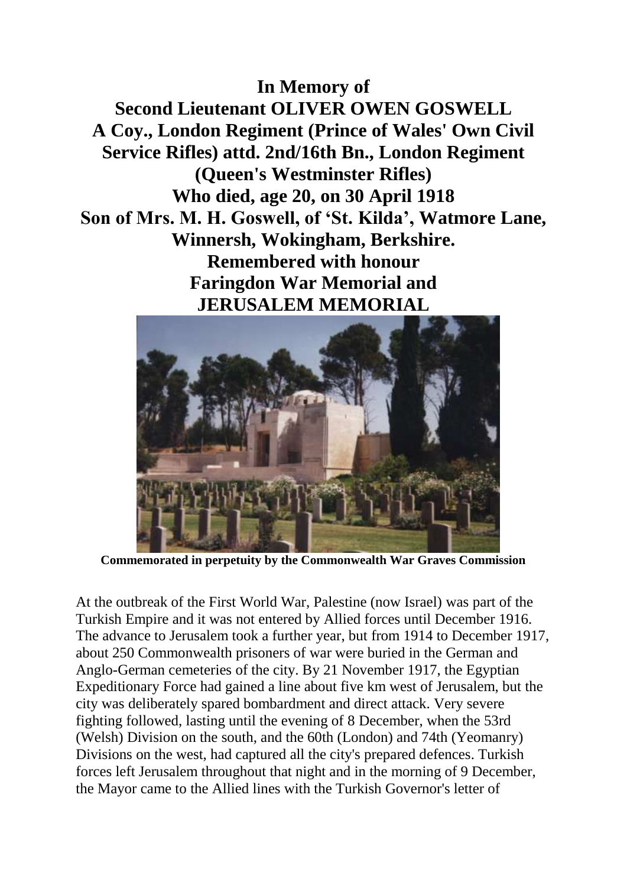**In Memory of**

**Second Lieutenant OLIVER OWEN GOSWELL**

**A Coy., London Regiment (Prince of Wales' Own Civil Service Rifles) attd. 2nd/16th Bn., London Regiment (Queen's Westminster Rifles)**

**Who died, age 20, on 30 April 1918**

**Son of Mrs. M. H. Goswell, of 'St. Kilda', Watmore Lane, Winnersh, Wokingham, Berkshire.**

**Remembered with honour**

**Faringdon War Memorial and**

**JERUSALEM MEMORIAL**

**Commemorated in perpetuity by the Commonwealth War Graves Commission**

At the outbreak of the First World War, Palestine (now Israel) was part of the Turkish Empire and it was not entered by Allied forces until December 1916. The advance to Jerusalem took a further year, but from 1914 to December 1917, about 250 Commonwealth prisoners of war were buried in the German and Anglo-German cemeteries of the city. By 21 November 1917, the Egyptian Expeditionary Force had gained a line about five km west of Jerusalem, but the city was deliberately spared bombardment and direct attack. Very severe fighting followed, lasting until the evening of 8 December, when the 53rd (Welsh) Division on the south, and the 60th (London) and 74th (Yeomanry) Divisions on the west, had captured all the city's prepared defences. Turkish forces left Jerusalem throughout that night and in the morning of 9 December, the Mayor came to the Allied lines with the Turkish Governor's letter of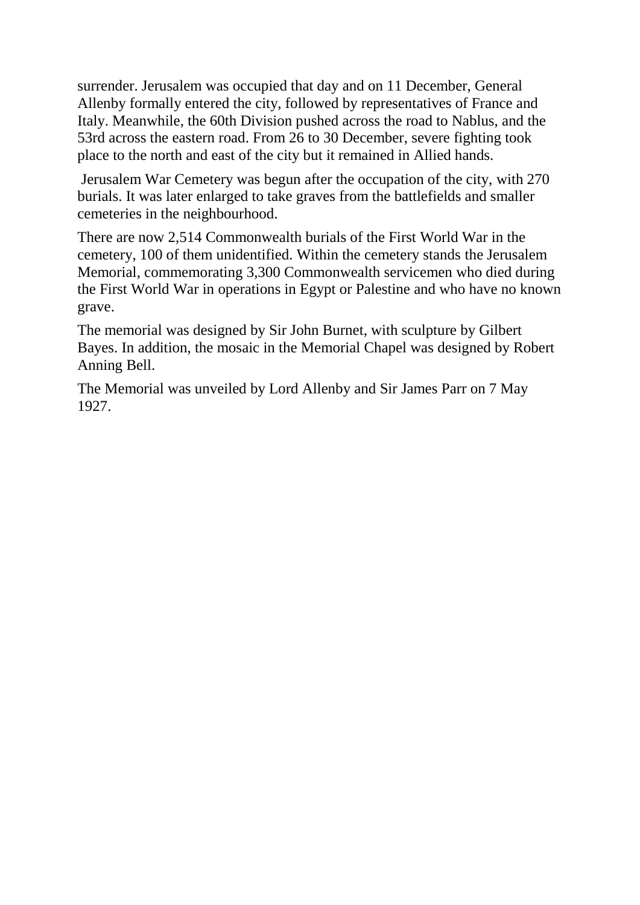surrender. Jerusalem was occupied that day and on 11 December, General Allenby formally entered the city, followed by representatives of France and Italy. Meanwhile, the 60th Division pushed across the road to Nablus, and the 53rd across the eastern road. From 26 to 30 December, severe fighting took place to the north and east of the city but it remained in Allied hands.

Jerusalem War Cemetery was begun after the occupation of the city, with 270 burials. It was later enlarged to take graves from the battlefields and smaller cemeteries in the neighbourhood.

There are now 2,514 Commonwealth burials of the First World War in the cemetery, 100 of them unidentified. Within the cemetery stands the Jerusalem Memorial, commemorating 3,300 Commonwealth servicemen who died during the First World War in operations in Egypt or Palestine and who have no known grave.

The memorial was designed by Sir John Burnet, with sculpture by Gilbert Bayes. In addition, the mosaic in the Memorial Chapel was designed by Robert Anning Bell.

The Memorial was unveiled by Lord Allenby and Sir James Parr on 7 May 1927.